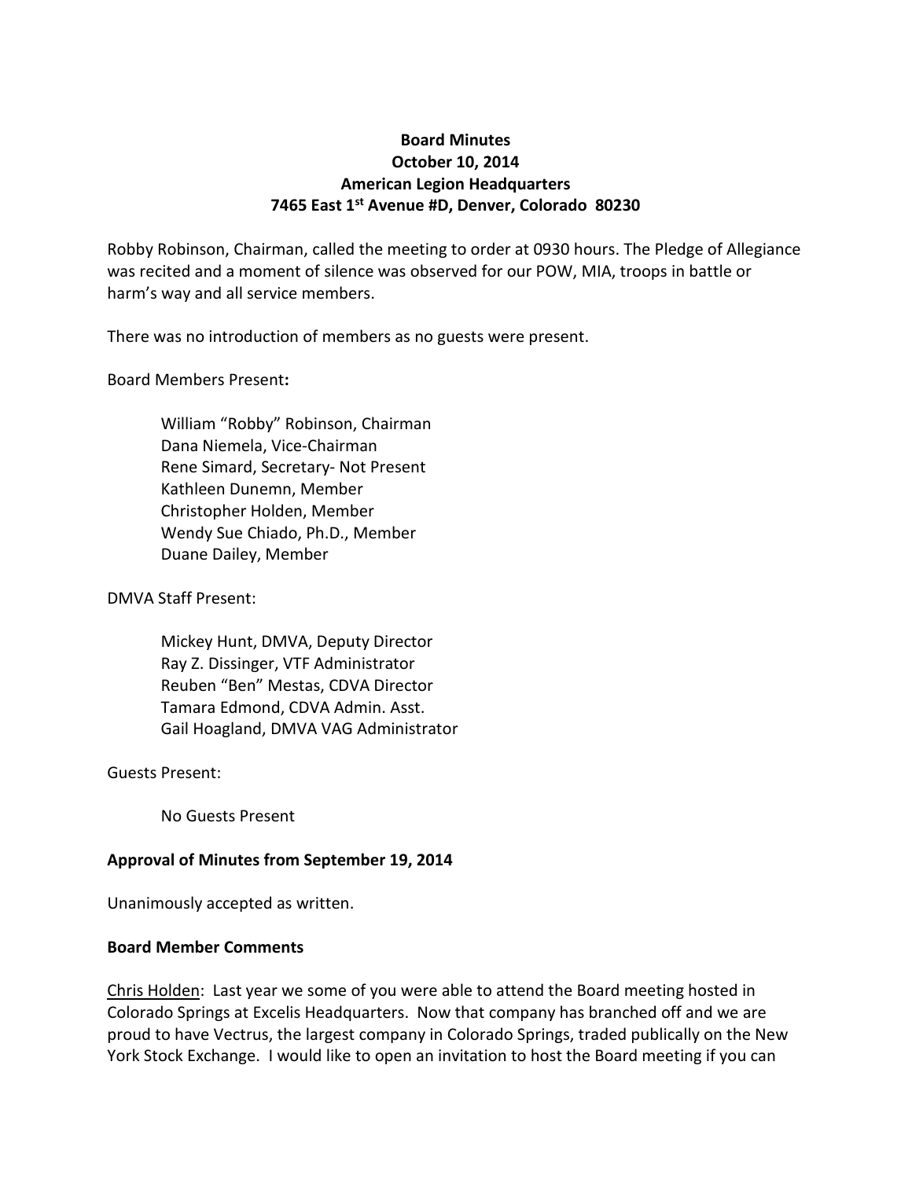**Board Minutes**
**October 10, 2014**
**American Legion Headquarters**
**7465 East 1st Avenue #D, Denver, Colorado 80230**

Robby Robinson, Chairman, called the meeting to order at 0930 hours. The Pledge of Allegiance was recited and a moment of silence was observed for our POW, MIA, troops in battle or harm's way and all service members.

There was no introduction of members as no guests were present.

Board Members Present**:**

> William "Robby" Robinson, Chairman
> Dana Niemela, Vice-Chairman
> Rene Simard, Secretary- Not Present
> Kathleen Dunemn, Member
> Christopher Holden, Member
> Wendy Sue Chiado, Ph.D., Member
> Duane Dailey, Member

DMVA Staff Present:

> Mickey Hunt, DMVA, Deputy Director
> Ray Z. Dissinger, VTF Administrator
> Reuben "Ben" Mestas, CDVA Director
> Tamara Edmond, CDVA Admin. Asst.
> Gail Hoagland, DMVA VAG Administrator

Guests Present:

> No Guests Present

**Approval of Minutes from September 19, 2014**

Unanimously accepted as written.

**Board Member Comments**

Chris Holden: Last year we some of you were able to attend the Board meeting hosted in Colorado Springs at Excelis Headquarters. Now that company has branched off and we are proud to have Vectrus, the largest company in Colorado Springs, traded publically on the New York Stock Exchange. I would like to open an invitation to host the Board meeting if you can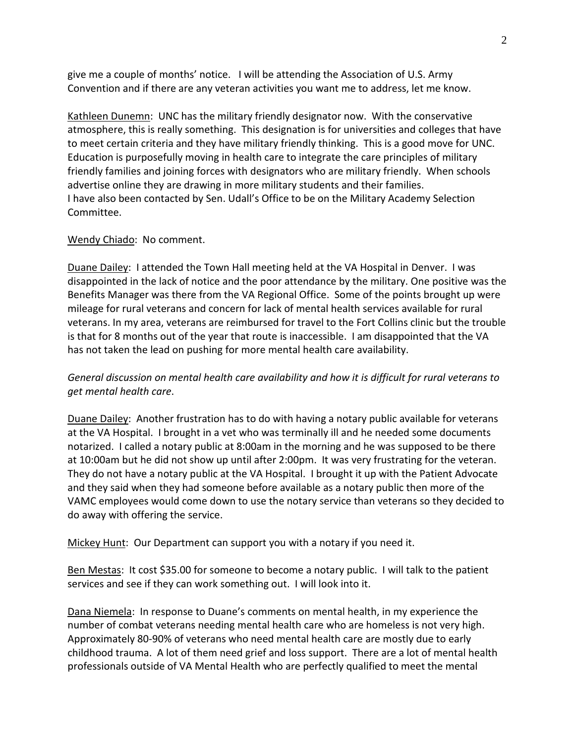give me a couple of months' notice. I will be attending the Association of U.S. Army Convention and if there are any veteran activities you want me to address, let me know.

<u>Kathleen Dunemn</u>: UNC has the military friendly designator now. With the conservative atmosphere, this is really something. This designation is for universities and colleges that have to meet certain criteria and they have military friendly thinking. This is a good move for UNC. Education is purposefully moving in health care to integrate the care principles of military friendly families and joining forces with designators who are military friendly. When schools advertise online they are drawing in more military students and their families.
I have also been contacted by Sen. Udall's Office to be on the Military Academy Selection Committee.

<u>Wendy Chiado</u>: No comment.

<u>Duane Dailey</u>: I attended the Town Hall meeting held at the VA Hospital in Denver. I was disappointed in the lack of notice and the poor attendance by the military. One positive was the Benefits Manager was there from the VA Regional Office. Some of the points brought up were mileage for rural veterans and concern for lack of mental health services available for rural veterans. In my area, veterans are reimbursed for travel to the Fort Collins clinic but the trouble is that for 8 months out of the year that route is inaccessible. I am disappointed that the VA has not taken the lead on pushing for more mental health care availability.

*General discussion on mental health care availability and how it is difficult for rural veterans to get mental health care*.

<u>Duane Dailey</u>: Another frustration has to do with having a notary public available for veterans at the VA Hospital. I brought in a vet who was terminally ill and he needed some documents notarized. I called a notary public at 8:00am in the morning and he was supposed to be there at 10:00am but he did not show up until after 2:00pm. It was very frustrating for the veteran. They do not have a notary public at the VA Hospital. I brought it up with the Patient Advocate and they said when they had someone before available as a notary public then more of the VAMC employees would come down to use the notary service than veterans so they decided to do away with offering the service.

<u>Mickey Hunt</u>: Our Department can support you with a notary if you need it.

<u>Ben Mestas</u>: It cost $35.00 for someone to become a notary public. I will talk to the patient services and see if they can work something out. I will look into it.

<u>Dana Niemela</u>: In response to Duane's comments on mental health, in my experience the number of combat veterans needing mental health care who are homeless is not very high. Approximately 80-90% of veterans who need mental health care are mostly due to early childhood trauma. A lot of them need grief and loss support. There are a lot of mental health professionals outside of VA Mental Health who are perfectly qualified to meet the mental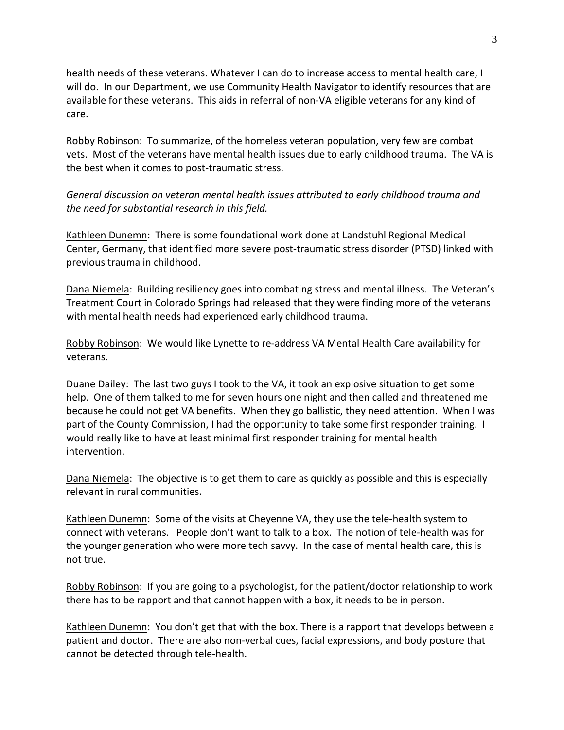health needs of these veterans. Whatever I can do to increase access to mental health care, I will do. In our Department, we use Community Health Navigator to identify resources that are available for these veterans. This aids in referral of non-VA eligible veterans for any kind of care.

Robby Robinson: To summarize, of the homeless veteran population, very few are combat vets. Most of the veterans have mental health issues due to early childhood trauma. The VA is the best when it comes to post-traumatic stress.

*General discussion on veteran mental health issues attributed to early childhood trauma and the need for substantial research in this field.*

Kathleen Dunemn: There is some foundational work done at Landstuhl Regional Medical Center, Germany, that identified more severe post-traumatic stress disorder (PTSD) linked with previous trauma in childhood.

Dana Niemela: Building resiliency goes into combating stress and mental illness. The Veteran's Treatment Court in Colorado Springs had released that they were finding more of the veterans with mental health needs had experienced early childhood trauma.

Robby Robinson: We would like Lynette to re-address VA Mental Health Care availability for veterans.

Duane Dailey: The last two guys I took to the VA, it took an explosive situation to get some help. One of them talked to me for seven hours one night and then called and threatened me because he could not get VA benefits. When they go ballistic, they need attention. When I was part of the County Commission, I had the opportunity to take some first responder training. I would really like to have at least minimal first responder training for mental health intervention.

Dana Niemela: The objective is to get them to care as quickly as possible and this is especially relevant in rural communities.

Kathleen Dunemn: Some of the visits at Cheyenne VA, they use the tele-health system to connect with veterans. People don't want to talk to a box. The notion of tele-health was for the younger generation who were more tech savvy. In the case of mental health care, this is not true.

Robby Robinson: If you are going to a psychologist, for the patient/doctor relationship to work there has to be rapport and that cannot happen with a box, it needs to be in person.

Kathleen Dunemn: You don't get that with the box. There is a rapport that develops between a patient and doctor. There are also non-verbal cues, facial expressions, and body posture that cannot be detected through tele-health.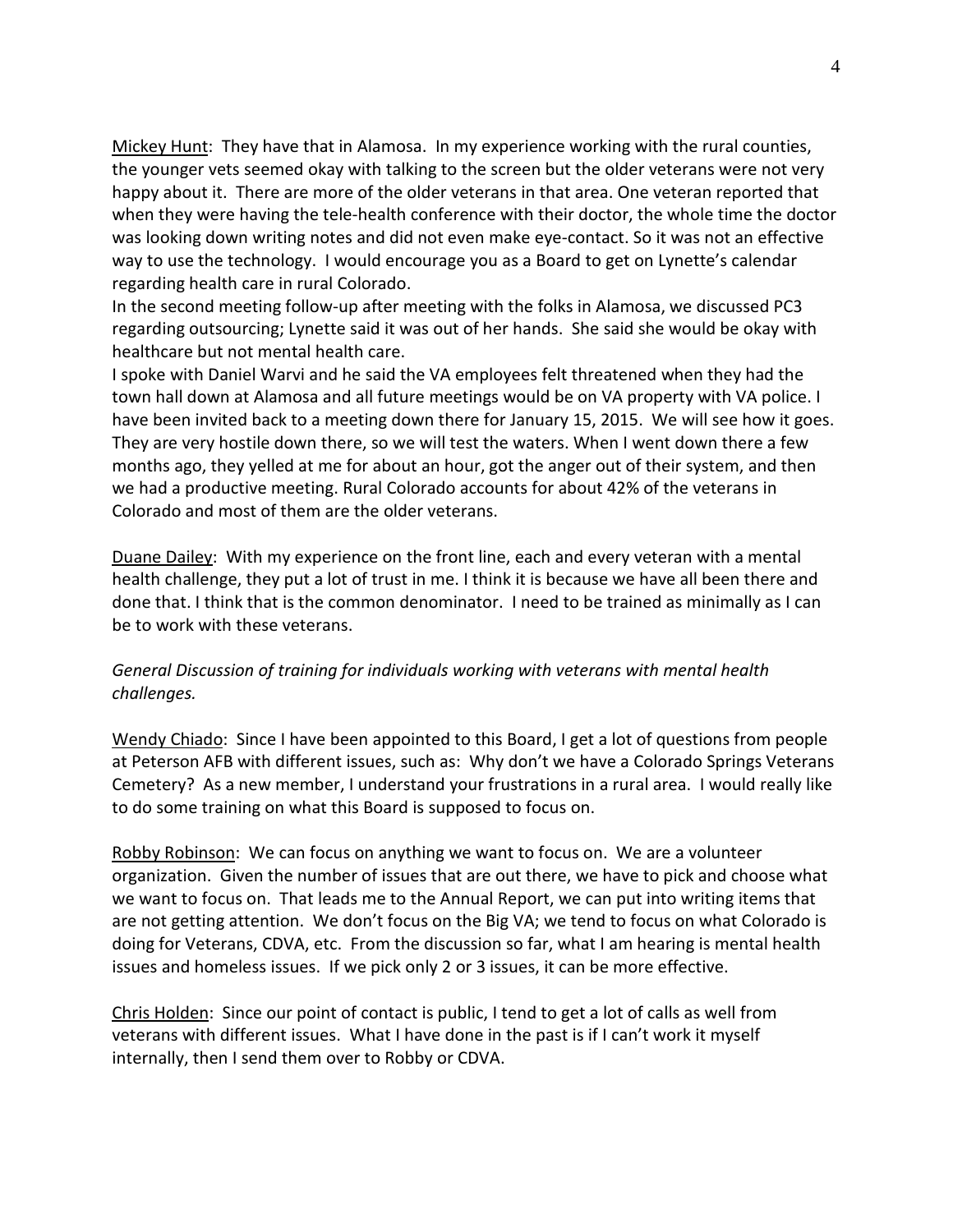Mickey Hunt: They have that in Alamosa. In my experience working with the rural counties, the younger vets seemed okay with talking to the screen but the older veterans were not very happy about it. There are more of the older veterans in that area. One veteran reported that when they were having the tele-health conference with their doctor, the whole time the doctor was looking down writing notes and did not even make eye-contact. So it was not an effective way to use the technology. I would encourage you as a Board to get on Lynette's calendar regarding health care in rural Colorado.

In the second meeting follow-up after meeting with the folks in Alamosa, we discussed PC3 regarding outsourcing; Lynette said it was out of her hands. She said she would be okay with healthcare but not mental health care.

I spoke with Daniel Warvi and he said the VA employees felt threatened when they had the town hall down at Alamosa and all future meetings would be on VA property with VA police. I have been invited back to a meeting down there for January 15, 2015. We will see how it goes. They are very hostile down there, so we will test the waters. When I went down there a few months ago, they yelled at me for about an hour, got the anger out of their system, and then we had a productive meeting. Rural Colorado accounts for about 42% of the veterans in Colorado and most of them are the older veterans.

Duane Dailey: With my experience on the front line, each and every veteran with a mental health challenge, they put a lot of trust in me. I think it is because we have all been there and done that. I think that is the common denominator. I need to be trained as minimally as I can be to work with these veterans.

*General Discussion of training for individuals working with veterans with mental health challenges.*

Wendy Chiado: Since I have been appointed to this Board, I get a lot of questions from people at Peterson AFB with different issues, such as: Why don't we have a Colorado Springs Veterans Cemetery? As a new member, I understand your frustrations in a rural area. I would really like to do some training on what this Board is supposed to focus on.

Robby Robinson: We can focus on anything we want to focus on. We are a volunteer organization. Given the number of issues that are out there, we have to pick and choose what we want to focus on. That leads me to the Annual Report, we can put into writing items that are not getting attention. We don't focus on the Big VA; we tend to focus on what Colorado is doing for Veterans, CDVA, etc. From the discussion so far, what I am hearing is mental health issues and homeless issues. If we pick only 2 or 3 issues, it can be more effective.

Chris Holden: Since our point of contact is public, I tend to get a lot of calls as well from veterans with different issues. What I have done in the past is if I can't work it myself internally, then I send them over to Robby or CDVA.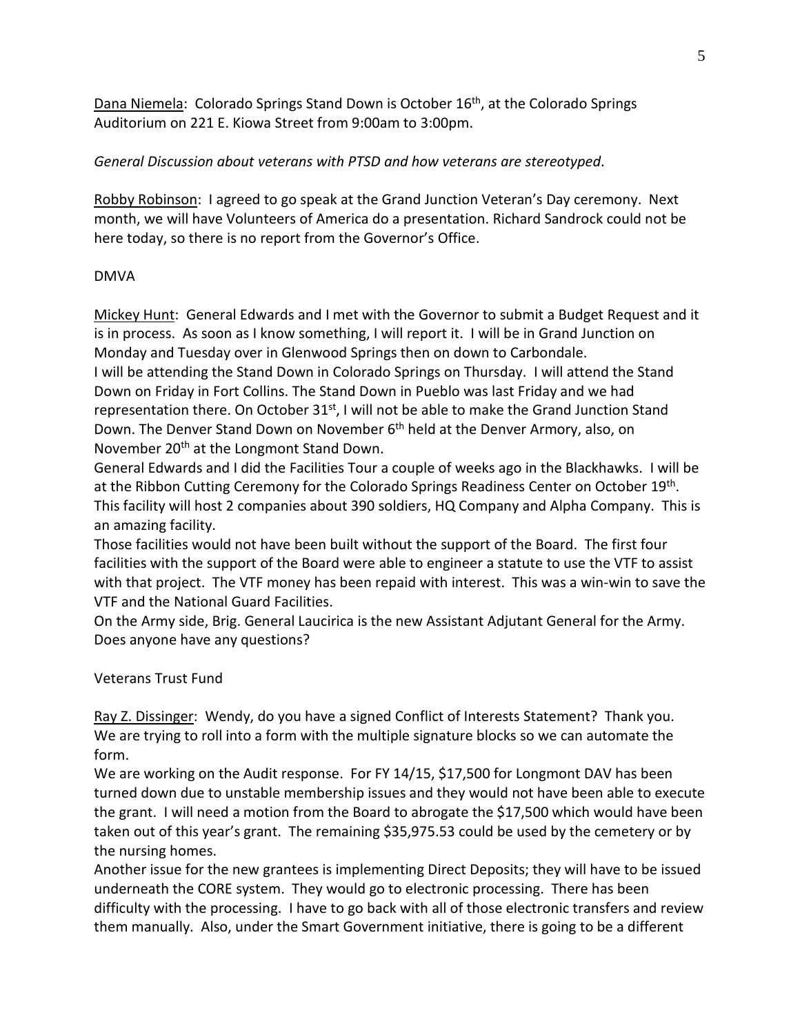<u>Dana Niemela</u>: Colorado Springs Stand Down is October 16th, at the Colorado Springs Auditorium on 221 E. Kiowa Street from 9:00am to 3:00pm.

*General Discussion about veterans with PTSD and how veterans are stereotyped*.

<u>Robby Robinson</u>: I agreed to go speak at the Grand Junction Veteran's Day ceremony. Next month, we will have Volunteers of America do a presentation. Richard Sandrock could not be here today, so there is no report from the Governor's Office.

DMVA

<u>Mickey Hunt</u>: General Edwards and I met with the Governor to submit a Budget Request and it is in process. As soon as I know something, I will report it. I will be in Grand Junction on Monday and Tuesday over in Glenwood Springs then on down to Carbondale.
I will be attending the Stand Down in Colorado Springs on Thursday. I will attend the Stand Down on Friday in Fort Collins. The Stand Down in Pueblo was last Friday and we had representation there. On October 31st, I will not be able to make the Grand Junction Stand Down. The Denver Stand Down on November 6th held at the Denver Armory, also, on November 20th at the Longmont Stand Down.
General Edwards and I did the Facilities Tour a couple of weeks ago in the Blackhawks. I will be at the Ribbon Cutting Ceremony for the Colorado Springs Readiness Center on October 19th. This facility will host 2 companies about 390 soldiers, HQ Company and Alpha Company. This is an amazing facility.
Those facilities would not have been built without the support of the Board. The first four facilities with the support of the Board were able to engineer a statute to use the VTF to assist with that project. The VTF money has been repaid with interest. This was a win-win to save the VTF and the National Guard Facilities.
On the Army side, Brig. General Laucirica is the new Assistant Adjutant General for the Army. Does anyone have any questions?

Veterans Trust Fund

<u>Ray Z. Dissinger</u>: Wendy, do you have a signed Conflict of Interests Statement? Thank you. We are trying to roll into a form with the multiple signature blocks so we can automate the form.
We are working on the Audit response. For FY 14/15, $17,500 for Longmont DAV has been turned down due to unstable membership issues and they would not have been able to execute the grant. I will need a motion from the Board to abrogate the $17,500 which would have been taken out of this year's grant. The remaining $35,975.53 could be used by the cemetery or by the nursing homes.
Another issue for the new grantees is implementing Direct Deposits; they will have to be issued underneath the CORE system. They would go to electronic processing. There has been difficulty with the processing. I have to go back with all of those electronic transfers and review them manually. Also, under the Smart Government initiative, there is going to be a different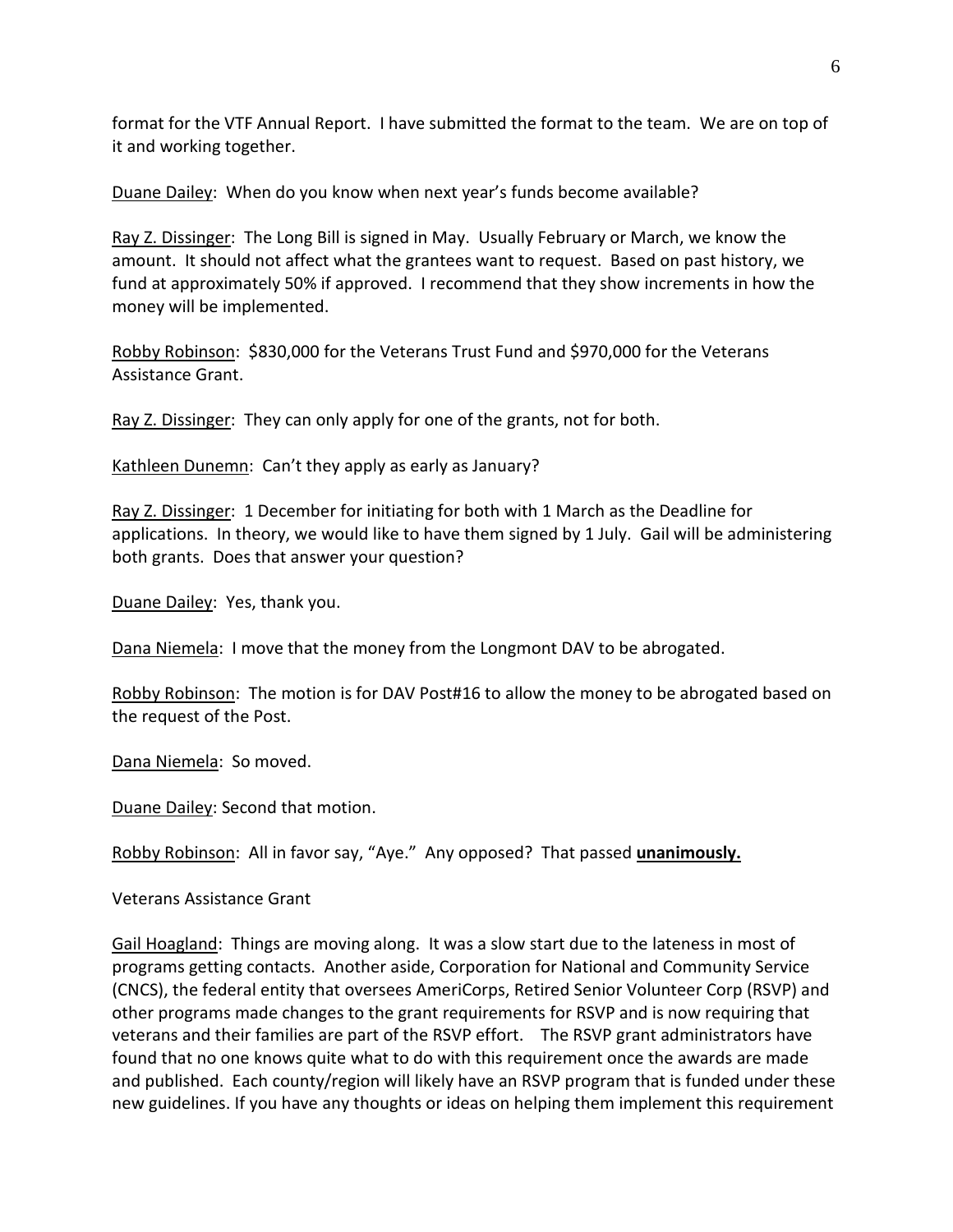format for the VTF Annual Report. I have submitted the format to the team. We are on top of it and working together.

Duane Dailey: When do you know when next year's funds become available?

Ray Z. Dissinger: The Long Bill is signed in May. Usually February or March, we know the amount. It should not affect what the grantees want to request. Based on past history, we fund at approximately 50% if approved. I recommend that they show increments in how the money will be implemented.

Robby Robinson: $830,000 for the Veterans Trust Fund and $970,000 for the Veterans Assistance Grant.

Ray Z. Dissinger: They can only apply for one of the grants, not for both.

Kathleen Dunemn: Can't they apply as early as January?

Ray Z. Dissinger: 1 December for initiating for both with 1 March as the Deadline for applications. In theory, we would like to have them signed by 1 July. Gail will be administering both grants. Does that answer your question?

Duane Dailey: Yes, thank you.

Dana Niemela: I move that the money from the Longmont DAV to be abrogated.

Robby Robinson: The motion is for DAV Post#16 to allow the money to be abrogated based on the request of the Post.

Dana Niemela: So moved.

Duane Dailey: Second that motion.

Robby Robinson: All in favor say, "Aye." Any opposed? That passed **unanimously.**

Veterans Assistance Grant

Gail Hoagland: Things are moving along. It was a slow start due to the lateness in most of programs getting contacts. Another aside, Corporation for National and Community Service (CNCS), the federal entity that oversees AmeriCorps, Retired Senior Volunteer Corp (RSVP) and other programs made changes to the grant requirements for RSVP and is now requiring that veterans and their families are part of the RSVP effort. The RSVP grant administrators have found that no one knows quite what to do with this requirement once the awards are made and published. Each county/region will likely have an RSVP program that is funded under these new guidelines. If you have any thoughts or ideas on helping them implement this requirement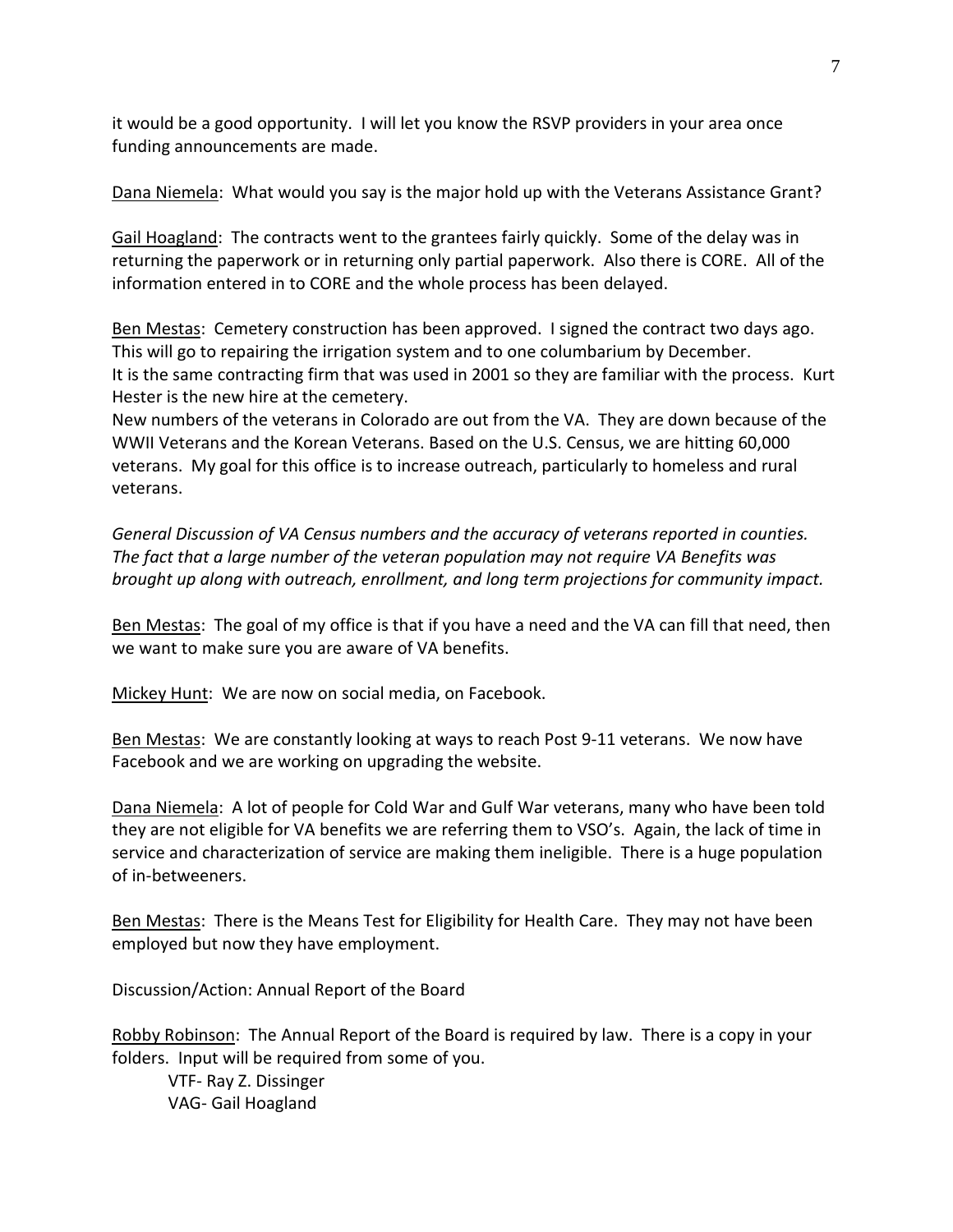it would be a good opportunity. I will let you know the RSVP providers in your area once funding announcements are made.

Dana Niemela: What would you say is the major hold up with the Veterans Assistance Grant?

Gail Hoagland: The contracts went to the grantees fairly quickly. Some of the delay was in returning the paperwork or in returning only partial paperwork. Also there is CORE. All of the information entered in to CORE and the whole process has been delayed.

Ben Mestas: Cemetery construction has been approved. I signed the contract two days ago. This will go to repairing the irrigation system and to one columbarium by December. It is the same contracting firm that was used in 2001 so they are familiar with the process. Kurt Hester is the new hire at the cemetery.
New numbers of the veterans in Colorado are out from the VA. They are down because of the WWII Veterans and the Korean Veterans. Based on the U.S. Census, we are hitting 60,000 veterans. My goal for this office is to increase outreach, particularly to homeless and rural veterans.

*General Discussion of VA Census numbers and the accuracy of veterans reported in counties. The fact that a large number of the veteran population may not require VA Benefits was brought up along with outreach, enrollment, and long term projections for community impact.*

Ben Mestas: The goal of my office is that if you have a need and the VA can fill that need, then we want to make sure you are aware of VA benefits.

Mickey Hunt: We are now on social media, on Facebook.

Ben Mestas: We are constantly looking at ways to reach Post 9-11 veterans. We now have Facebook and we are working on upgrading the website.

Dana Niemela: A lot of people for Cold War and Gulf War veterans, many who have been told they are not eligible for VA benefits we are referring them to VSO's. Again, the lack of time in service and characterization of service are making them ineligible. There is a huge population of in-betweeners.

Ben Mestas: There is the Means Test for Eligibility for Health Care. They may not have been employed but now they have employment.

Discussion/Action: Annual Report of the Board

Robby Robinson: The Annual Report of the Board is required by law. There is a copy in your folders. Input will be required from some of you.

VTF- Ray Z. Dissinger
VAG- Gail Hoagland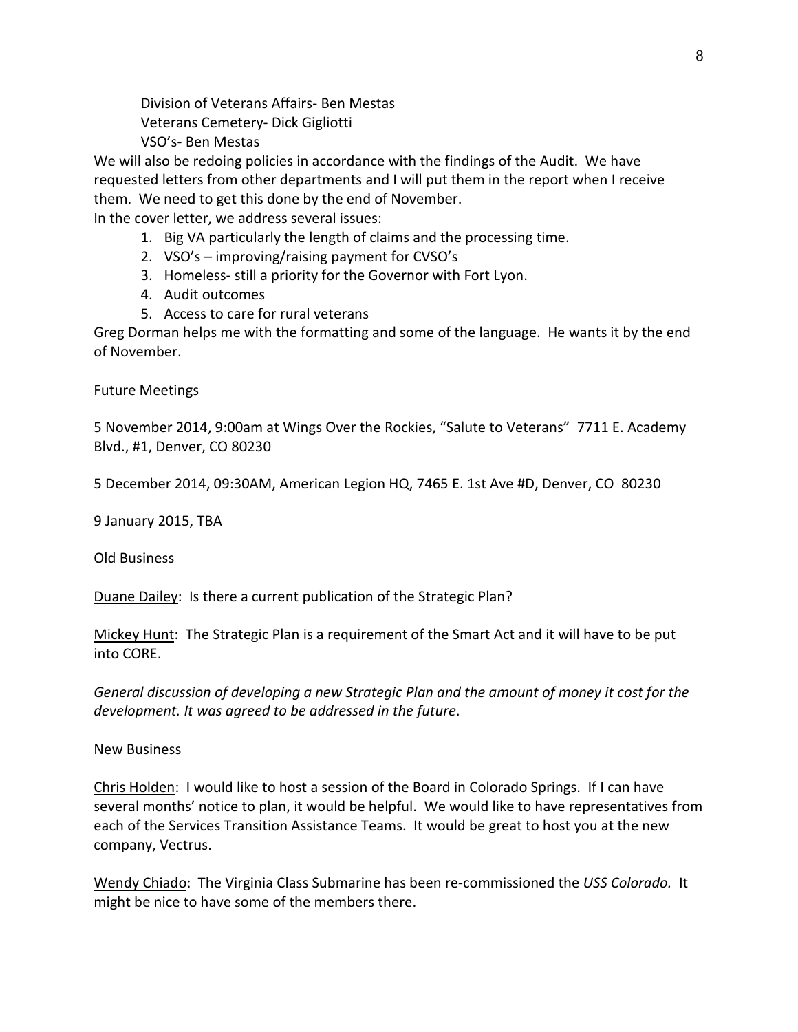Division of Veterans Affairs- Ben Mestas
Veterans Cemetery- Dick Gigliotti
VSO's- Ben Mestas

We will also be redoing policies in accordance with the findings of the Audit. We have requested letters from other departments and I will put them in the report when I receive them. We need to get this done by the end of November.

In the cover letter, we address several issues:

1. Big VA particularly the length of claims and the processing time.
2. VSO's – improving/raising payment for CVSO's
3. Homeless- still a priority for the Governor with Fort Lyon.
4. Audit outcomes
5. Access to care for rural veterans

Greg Dorman helps me with the formatting and some of the language. He wants it by the end of November.

Future Meetings

5 November 2014, 9:00am at Wings Over the Rockies, "Salute to Veterans" 7711 E. Academy Blvd., #1, Denver, CO 80230

5 December 2014, 09:30AM, American Legion HQ, 7465 E. 1st Ave #D, Denver, CO 80230

9 January 2015, TBA

Old Business

Duane Dailey: Is there a current publication of the Strategic Plan?

Mickey Hunt: The Strategic Plan is a requirement of the Smart Act and it will have to be put into CORE.

*General discussion of developing a new Strategic Plan and the amount of money it cost for the development. It was agreed to be addressed in the future*.

New Business

Chris Holden: I would like to host a session of the Board in Colorado Springs. If I can have several months' notice to plan, it would be helpful. We would like to have representatives from each of the Services Transition Assistance Teams. It would be great to host you at the new company, Vectrus.

Wendy Chiado: The Virginia Class Submarine has been re-commissioned the *USS Colorado.* It might be nice to have some of the members there.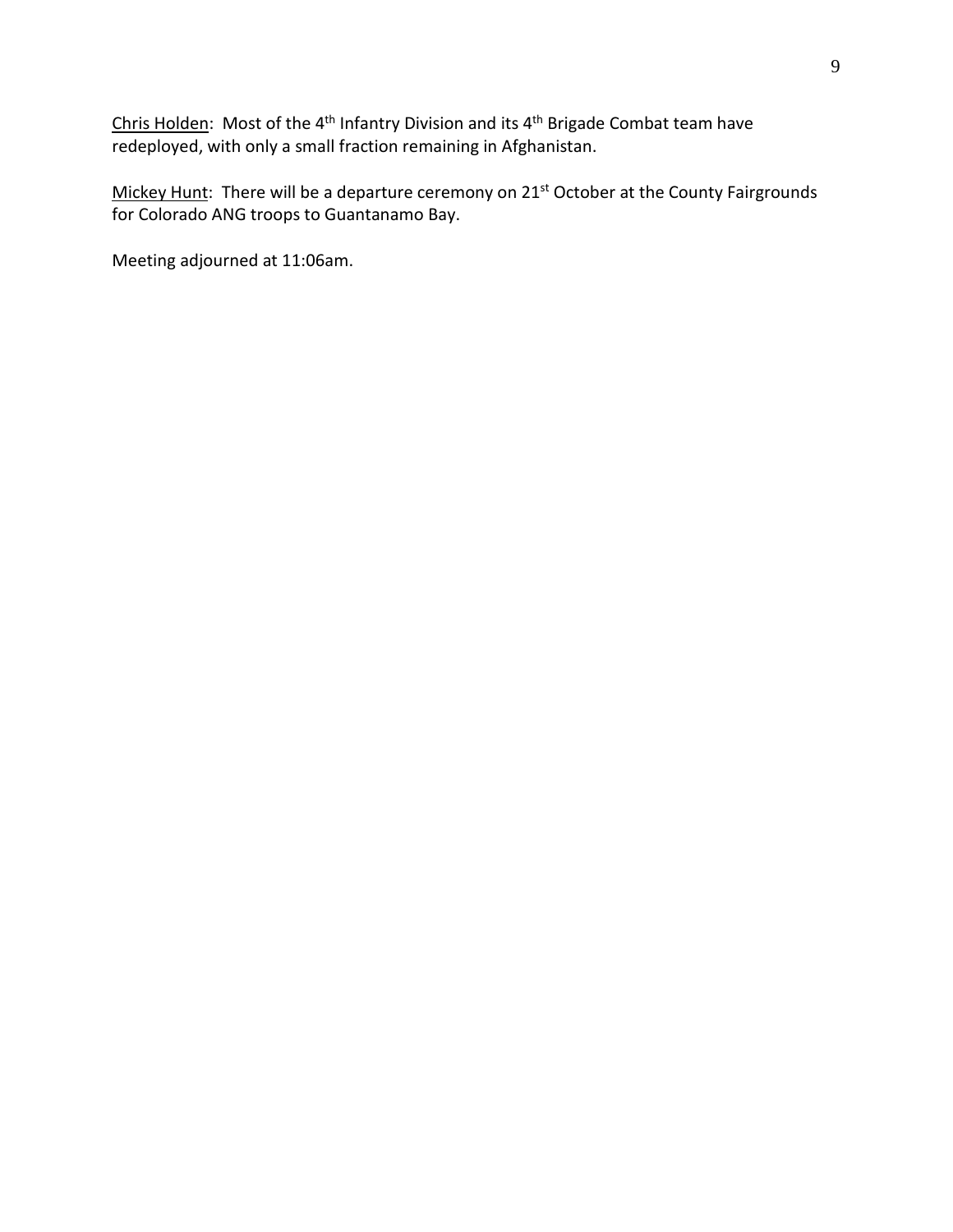Chris Holden: Most of the 4th Infantry Division and its 4th Brigade Combat team have redeployed, with only a small fraction remaining in Afghanistan.

Mickey Hunt: There will be a departure ceremony on 21st October at the County Fairgrounds for Colorado ANG troops to Guantanamo Bay.

Meeting adjourned at 11:06am.